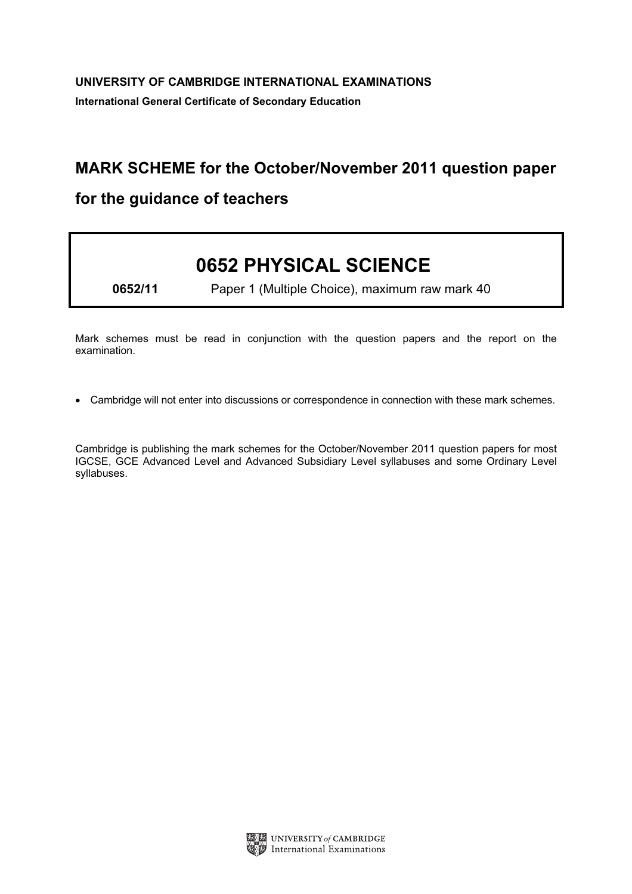**UNIVERSITY OF CAMBRIDGE INTERNATIONAL EXAMINATIONS**

**International General Certificate of Secondary Education**

# MARK SCHEME for the October/November 2011 question paper

## for the guidance of teachers

# 0652 PHYSICAL SCIENCE

**0652/11** Paper 1 (Multiple Choice), maximum raw mark 40

Mark schemes must be read in conjunction with the question papers and the report on the examination.

- Cambridge will not enter into discussions or correspondence in connection with these mark schemes.

Cambridge is publishing the mark schemes for the October/November 2011 question papers for most IGCSE, GCE Advanced Level and Advanced Subsidiary Level syllabuses and some Ordinary Level syllabuses.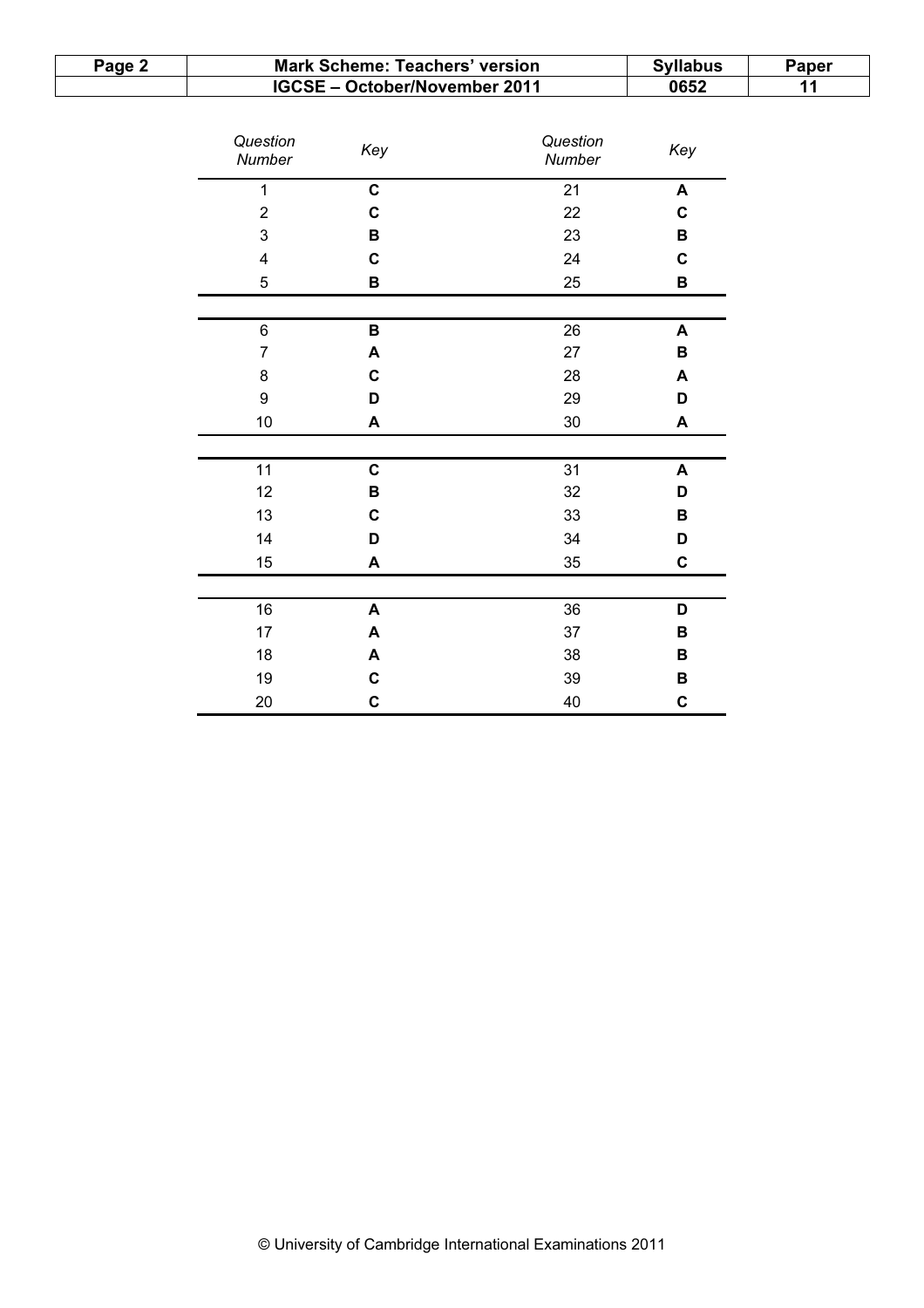| Question Number | Key | Question Number | Key |
|---|---|---|---|
| 1 | **C** | 21 | **A** |
| 2 | **C** | 22 | **C** |
| 3 | **B** | 23 | **B** |
| 4 | **C** | 24 | **C** |
| 5 | **B** | 25 | **B** |
| 6 | **B** | 26 | **A** |
| 7 | **A** | 27 | **B** |
| 8 | **C** | 28 | **A** |
| 9 | **D** | 29 | **D** |
| 10 | **A** | 30 | **A** |
| 11 | **C** | 31 | **A** |
| 12 | **B** | 32 | **D** |
| 13 | **C** | 33 | **B** |
| 14 | **D** | 34 | **D** |
| 15 | **A** | 35 | **C** |
| 16 | **A** | 36 | **D** |
| 17 | **A** | 37 | **B** |
| 18 | **A** | 38 | **B** |
| 19 | **C** | 39 | **B** |
| 20 | **C** | 40 | **C** |

© University of Cambridge International Examinations 2011